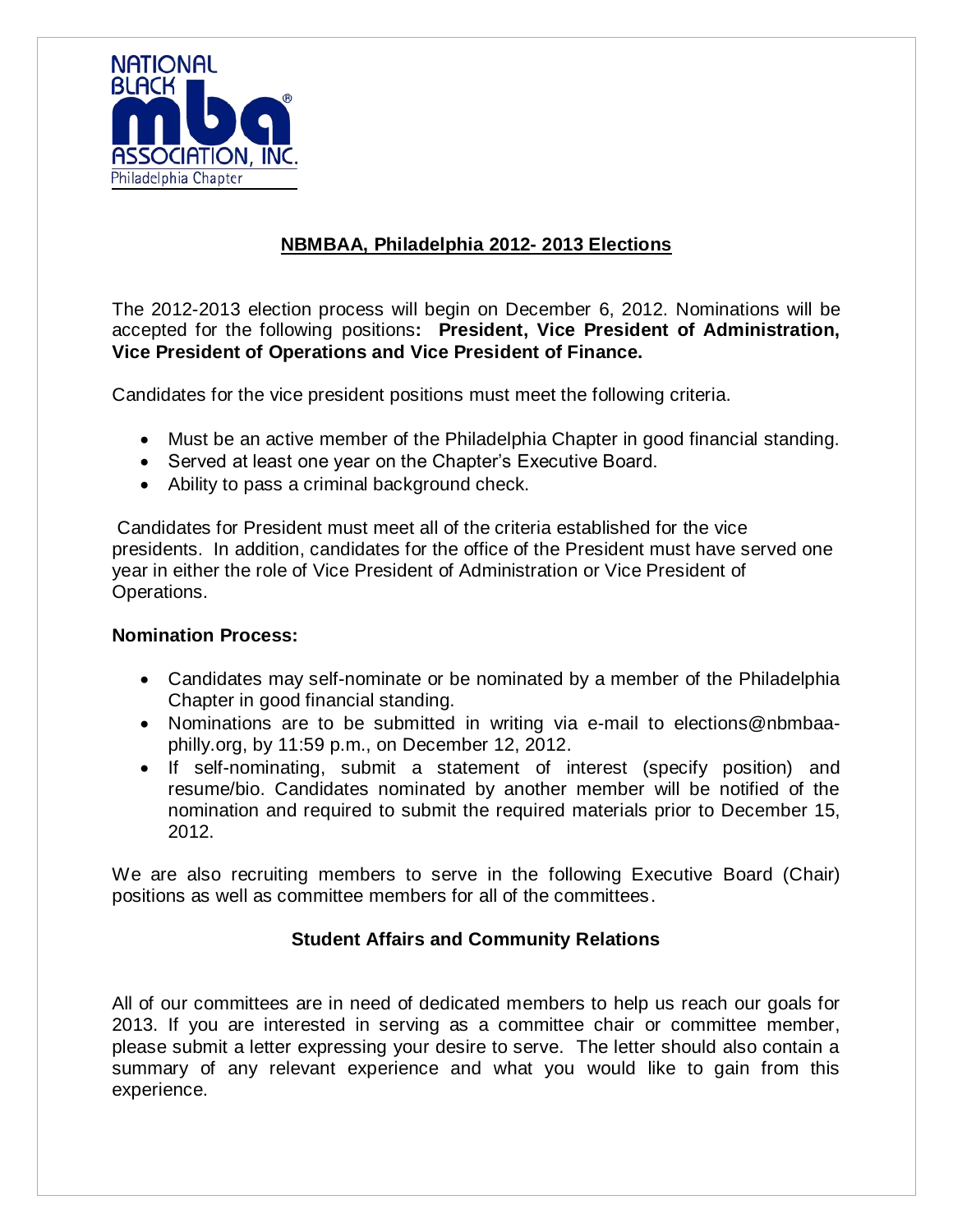NATIONAL BLACK mba® ASSOCIATION, INC.
Philadelphia Chapter

## NBMBAA, Philadelphia 2012- 2013 Elections

The 2012-2013 election process will begin on December 6, 2012. Nominations will be accepted for the following positions**: President, Vice President of Administration, Vice President of Operations and Vice President of Finance.**

Candidates for the vice president positions must meet the following criteria.

- Must be an active member of the Philadelphia Chapter in good financial standing.
- Served at least one year on the Chapter's Executive Board.
- Ability to pass a criminal background check.

Candidates for President must meet all of the criteria established for the vice presidents. In addition, candidates for the office of the President must have served one year in either the role of Vice President of Administration or Vice President of Operations.

**Nomination Process:**

- Candidates may self-nominate or be nominated by a member of the Philadelphia Chapter in good financial standing.
- Nominations are to be submitted in writing via e-mail to elections@nbmbaa-philly.org, by 11:59 p.m., on December 12, 2012.
- If self-nominating, submit a statement of interest (specify position) and resume/bio. Candidates nominated by another member will be notified of the nomination and required to submit the required materials prior to December 15, 2012.

We are also recruiting members to serve in the following Executive Board (Chair) positions as well as committee members for all of the committees.

**Student Affairs and Community Relations**

All of our committees are in need of dedicated members to help us reach our goals for 2013. If you are interested in serving as a committee chair or committee member, please submit a letter expressing your desire to serve. The letter should also contain a summary of any relevant experience and what you would like to gain from this experience.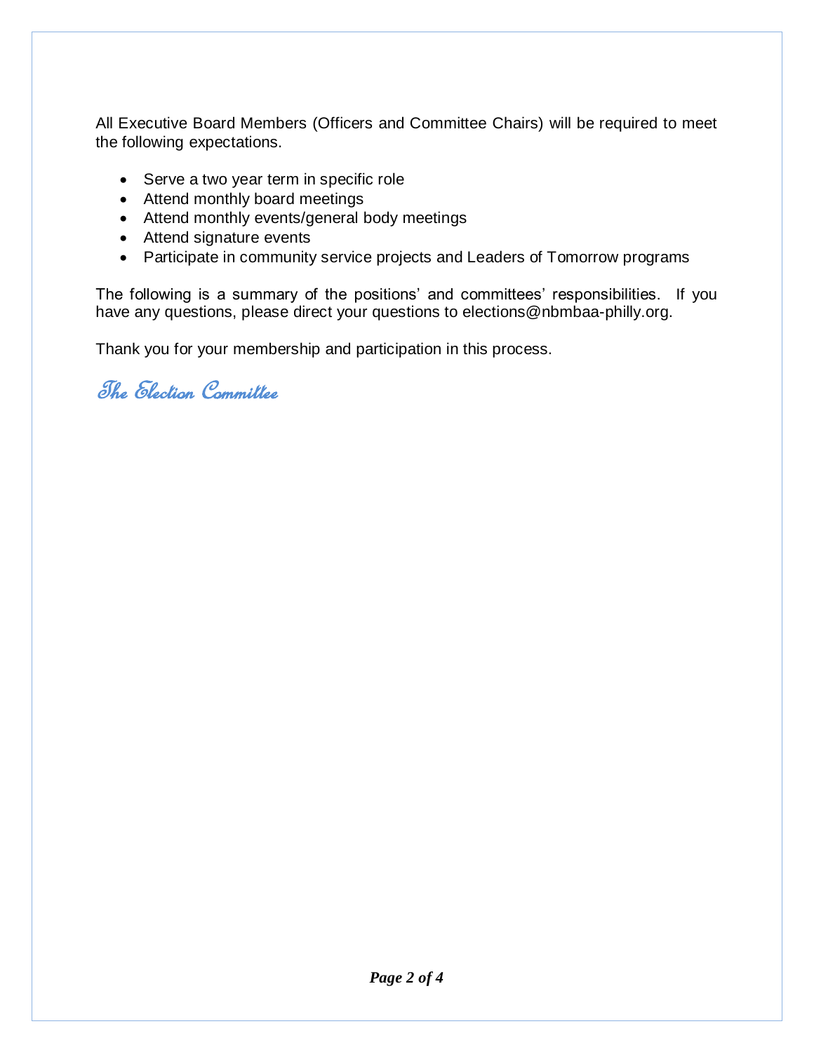All Executive Board Members (Officers and Committee Chairs) will be required to meet the following expectations.

- Serve a two year term in specific role
- Attend monthly board meetings
- Attend monthly events/general body meetings
- Attend signature events
- Participate in community service projects and Leaders of Tomorrow programs

The following is a summary of the positions' and committees' responsibilities. If you have any questions, please direct your questions to elections@nbmbaa-philly.org.

Thank you for your membership and participation in this process.

*The Election Committee*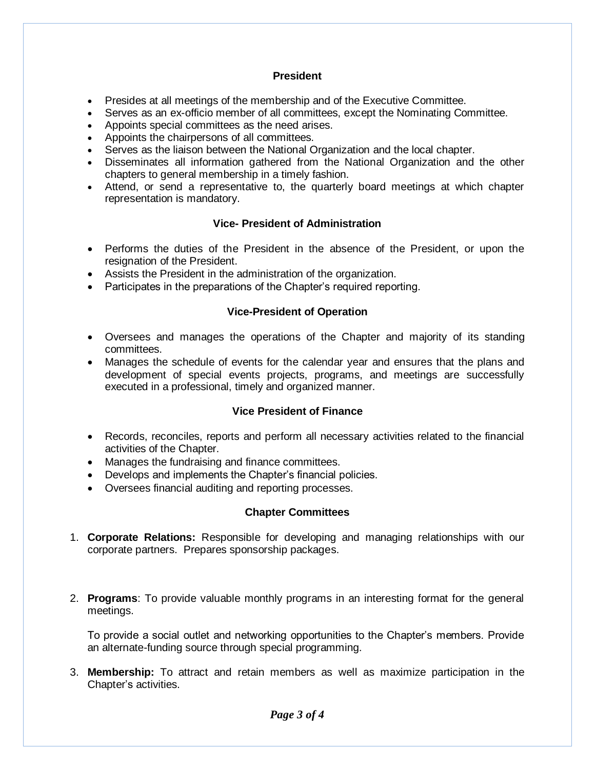## President

- Presides at all meetings of the membership and of the Executive Committee.
- Serves as an ex-officio member of all committees, except the Nominating Committee.
- Appoints special committees as the need arises.
- Appoints the chairpersons of all committees.
- Serves as the liaison between the National Organization and the local chapter.
- Disseminates all information gathered from the National Organization and the other chapters to general membership in a timely fashion.
- Attend, or send a representative to, the quarterly board meetings at which chapter representation is mandatory.

## Vice- President of Administration

- Performs the duties of the President in the absence of the President, or upon the resignation of the President.
- Assists the President in the administration of the organization.
- Participates in the preparations of the Chapter's required reporting.

## Vice-President of Operation

- Oversees and manages the operations of the Chapter and majority of its standing committees.
- Manages the schedule of events for the calendar year and ensures that the plans and development of special events projects, programs, and meetings are successfully executed in a professional, timely and organized manner.

## Vice President of Finance

- Records, reconciles, reports and perform all necessary activities related to the financial activities of the Chapter.
- Manages the fundraising and finance committees.
- Develops and implements the Chapter's financial policies.
- Oversees financial auditing and reporting processes.

## Chapter Committees

1. **Corporate Relations:** Responsible for developing and managing relationships with our corporate partners. Prepares sponsorship packages.

2. **Programs**: To provide valuable monthly programs in an interesting format for the general meetings.

   To provide a social outlet and networking opportunities to the Chapter's members. Provide an alternate-funding source through special programming.

3. **Membership:** To attract and retain members as well as maximize participation in the Chapter's activities.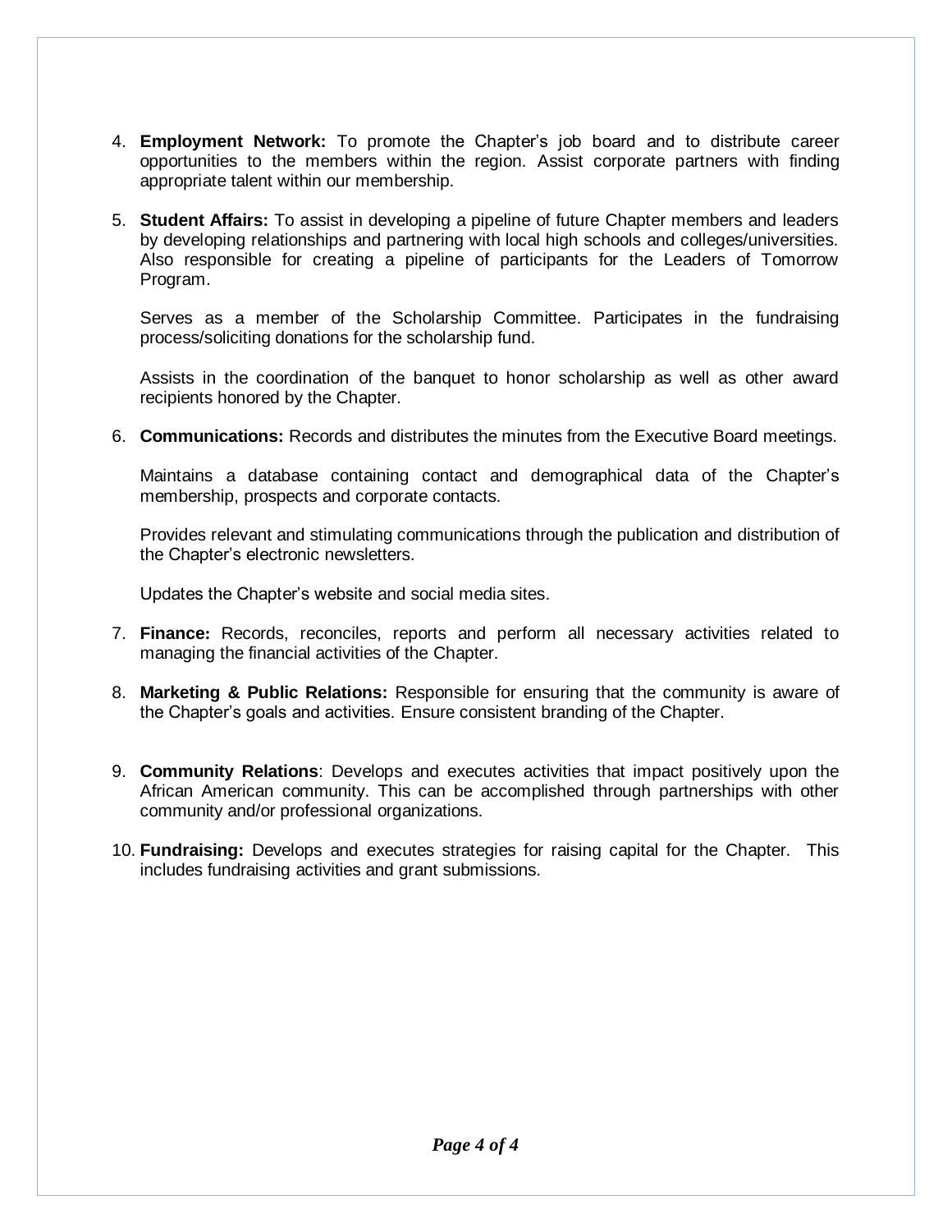4. **Employment Network:** To promote the Chapter's job board and to distribute career opportunities to the members within the region. Assist corporate partners with finding appropriate talent within our membership.

5. **Student Affairs:** To assist in developing a pipeline of future Chapter members and leaders by developing relationships and partnering with local high schools and colleges/universities. Also responsible for creating a pipeline of participants for the Leaders of Tomorrow Program.

   Serves as a member of the Scholarship Committee. Participates in the fundraising process/soliciting donations for the scholarship fund.

   Assists in the coordination of the banquet to honor scholarship as well as other award recipients honored by the Chapter.

6. **Communications:** Records and distributes the minutes from the Executive Board meetings.

   Maintains a database containing contact and demographical data of the Chapter's membership, prospects and corporate contacts.

   Provides relevant and stimulating communications through the publication and distribution of the Chapter's electronic newsletters.

   Updates the Chapter's website and social media sites.

7. **Finance:** Records, reconciles, reports and perform all necessary activities related to managing the financial activities of the Chapter.

8. **Marketing & Public Relations:** Responsible for ensuring that the community is aware of the Chapter's goals and activities. Ensure consistent branding of the Chapter.

9. **Community Relations**: Develops and executes activities that impact positively upon the African American community. This can be accomplished through partnerships with other community and/or professional organizations.

10. **Fundraising:** Develops and executes strategies for raising capital for the Chapter. This includes fundraising activities and grant submissions.